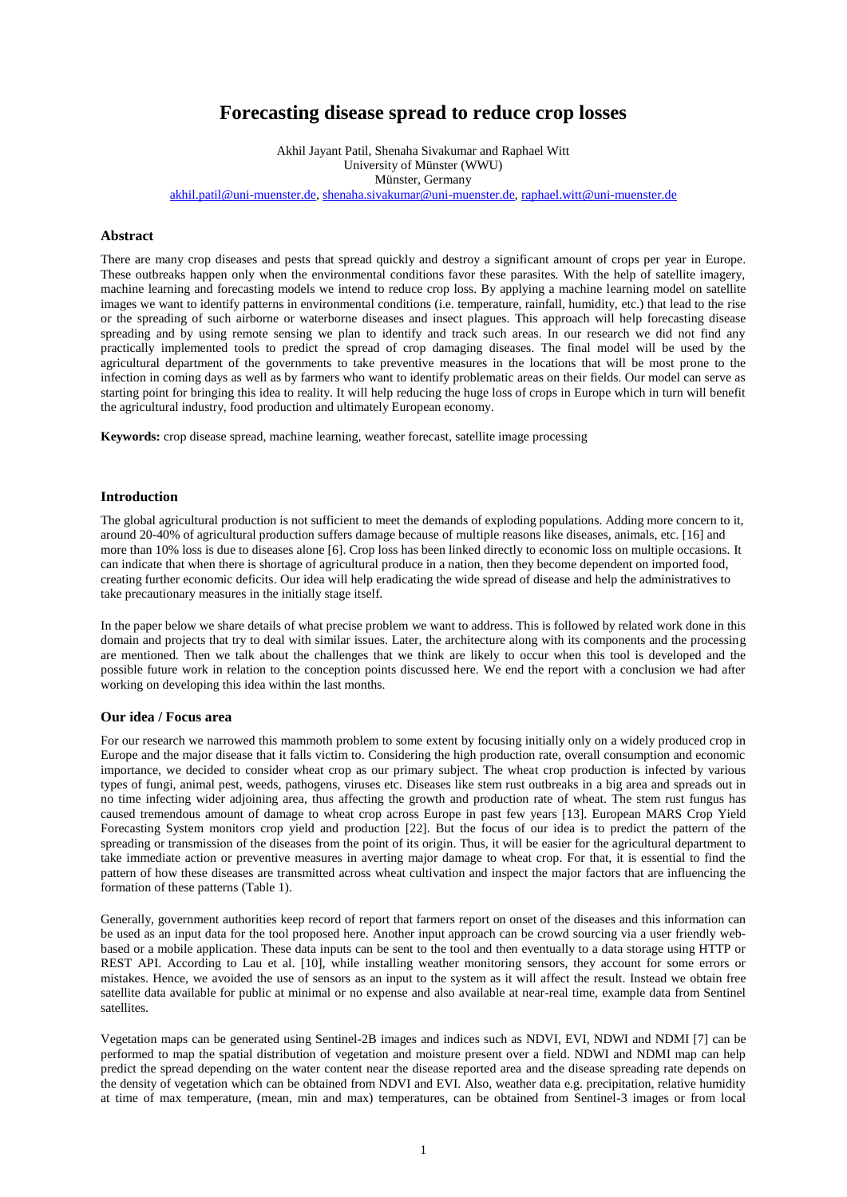# Forecasting disease spread to reduce crop losses

Akhil Jayant Patil, Shenaha Sivakumar and Raphael Witt
University of Münster (WWU)
Münster, Germany
akhil.patil@uni-muenster.de, shenaha.sivakumar@uni-muenster.de, raphael.witt@uni-muenster.de

## Abstract

There are many crop diseases and pests that spread quickly and destroy a significant amount of crops per year in Europe. These outbreaks happen only when the environmental conditions favor these parasites. With the help of satellite imagery, machine learning and forecasting models we intend to reduce crop loss. By applying a machine learning model on satellite images we want to identify patterns in environmental conditions (i.e. temperature, rainfall, humidity, etc.) that lead to the rise or the spreading of such airborne or waterborne diseases and insect plagues. This approach will help forecasting disease spreading and by using remote sensing we plan to identify and track such areas. In our research we did not find any practically implemented tools to predict the spread of crop damaging diseases. The final model will be used by the agricultural department of the governments to take preventive measures in the locations that will be most prone to the infection in coming days as well as by farmers who want to identify problematic areas on their fields. Our model can serve as starting point for bringing this idea to reality. It will help reducing the huge loss of crops in Europe which in turn will benefit the agricultural industry, food production and ultimately European economy.

**Keywords:** crop disease spread, machine learning, weather forecast, satellite image processing

## Introduction

The global agricultural production is not sufficient to meet the demands of exploding populations. Adding more concern to it, around 20-40% of agricultural production suffers damage because of multiple reasons like diseases, animals, etc. [16] and more than 10% loss is due to diseases alone [6]. Crop loss has been linked directly to economic loss on multiple occasions. It can indicate that when there is shortage of agricultural produce in a nation, then they become dependent on imported food, creating further economic deficits. Our idea will help eradicating the wide spread of disease and help the administratives to take precautionary measures in the initially stage itself.

In the paper below we share details of what precise problem we want to address. This is followed by related work done in this domain and projects that try to deal with similar issues. Later, the architecture along with its components and the processing are mentioned. Then we talk about the challenges that we think are likely to occur when this tool is developed and the possible future work in relation to the conception points discussed here. We end the report with a conclusion we had after working on developing this idea within the last months.

## Our idea / Focus area

For our research we narrowed this mammoth problem to some extent by focusing initially only on a widely produced crop in Europe and the major disease that it falls victim to. Considering the high production rate, overall consumption and economic importance, we decided to consider wheat crop as our primary subject. The wheat crop production is infected by various types of fungi, animal pest, weeds, pathogens, viruses etc. Diseases like stem rust outbreaks in a big area and spreads out in no time infecting wider adjoining area, thus affecting the growth and production rate of wheat. The stem rust fungus has caused tremendous amount of damage to wheat crop across Europe in past few years [13]. European MARS Crop Yield Forecasting System monitors crop yield and production [22]. But the focus of our idea is to predict the pattern of the spreading or transmission of the diseases from the point of its origin. Thus, it will be easier for the agricultural department to take immediate action or preventive measures in averting major damage to wheat crop. For that, it is essential to find the pattern of how these diseases are transmitted across wheat cultivation and inspect the major factors that are influencing the formation of these patterns (Table 1).

Generally, government authorities keep record of report that farmers report on onset of the diseases and this information can be used as an input data for the tool proposed here. Another input approach can be crowd sourcing via a user friendly web-based or a mobile application. These data inputs can be sent to the tool and then eventually to a data storage using HTTP or REST API. According to Lau et al. [10], while installing weather monitoring sensors, they account for some errors or mistakes. Hence, we avoided the use of sensors as an input to the system as it will affect the result. Instead we obtain free satellite data available for public at minimal or no expense and also available at near-real time, example data from Sentinel satellites.

Vegetation maps can be generated using Sentinel-2B images and indices such as NDVI, EVI, NDWI and NDMI [7] can be performed to map the spatial distribution of vegetation and moisture present over a field. NDWI and NDMI map can help predict the spread depending on the water content near the disease reported area and the disease spreading rate depends on the density of vegetation which can be obtained from NDVI and EVI. Also, weather data e.g. precipitation, relative humidity at time of max temperature, (mean, min and max) temperatures, can be obtained from Sentinel-3 images or from local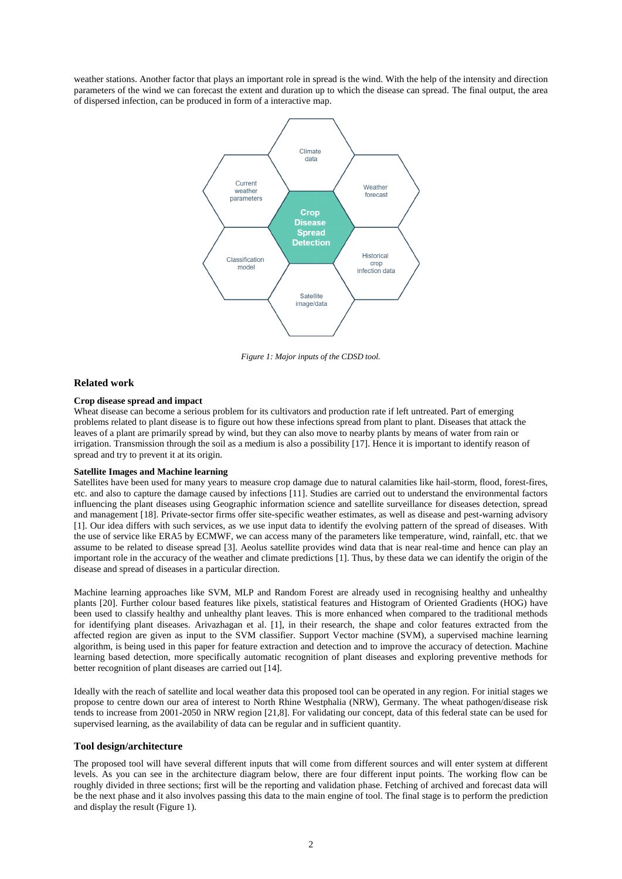weather stations. Another factor that plays an important role in spread is the wind. With the help of the intensity and direction parameters of the wind we can forecast the extent and duration up to which the disease can spread. The final output, the area of dispersed infection, can be produced in form of a interactive map.

*Figure 1: Major inputs of the CDSD tool.*

## Related work

### Crop disease spread and impact

Wheat disease can become a serious problem for its cultivators and production rate if left untreated. Part of emerging problems related to plant disease is to figure out how these infections spread from plant to plant. Diseases that attack the leaves of a plant are primarily spread by wind, but they can also move to nearby plants by means of water from rain or irrigation. Transmission through the soil as a medium is also a possibility [17]. Hence it is important to identify reason of spread and try to prevent it at its origin.

### Satellite Images and Machine learning

Satellites have been used for many years to measure crop damage due to natural calamities like hail-storm, flood, forest-fires, etc. and also to capture the damage caused by infections [11]. Studies are carried out to understand the environmental factors influencing the plant diseases using Geographic information science and satellite surveillance for diseases detection, spread and management [18]. Private-sector firms offer site-specific weather estimates, as well as disease and pest-warning advisory [1]. Our idea differs with such services, as we use input data to identify the evolving pattern of the spread of diseases. With the use of service like ERA5 by ECMWF, we can access many of the parameters like temperature, wind, rainfall, etc. that we assume to be related to disease spread [3]. Aeolus satellite provides wind data that is near real-time and hence can play an important role in the accuracy of the weather and climate predictions [1]. Thus, by these data we can identify the origin of the disease and spread of diseases in a particular direction.

Machine learning approaches like SVM, MLP and Random Forest are already used in recognising healthy and unhealthy plants [20]. Further colour based features like pixels, statistical features and Histogram of Oriented Gradients (HOG) have been used to classify healthy and unhealthy plant leaves. This is more enhanced when compared to the traditional methods for identifying plant diseases. Arivazhagan et al. [1], in their research, the shape and color features extracted from the affected region are given as input to the SVM classifier. Support Vector machine (SVM), a supervised machine learning algorithm, is being used in this paper for feature extraction and detection and to improve the accuracy of detection. Machine learning based detection, more specifically automatic recognition of plant diseases and exploring preventive methods for better recognition of plant diseases are carried out [14].

Ideally with the reach of satellite and local weather data this proposed tool can be operated in any region. For initial stages we propose to centre down our area of interest to North Rhine Westphalia (NRW), Germany. The wheat pathogen/disease risk tends to increase from 2001-2050 in NRW region [21,8]. For validating our concept, data of this federal state can be used for supervised learning, as the availability of data can be regular and in sufficient quantity.

## Tool design/architecture

The proposed tool will have several different inputs that will come from different sources and will enter system at different levels. As you can see in the architecture diagram below, there are four different input points. The working flow can be roughly divided in three sections; first will be the reporting and validation phase. Fetching of archived and forecast data will be the next phase and it also involves passing this data to the main engine of tool. The final stage is to perform the prediction and display the result (Figure 1).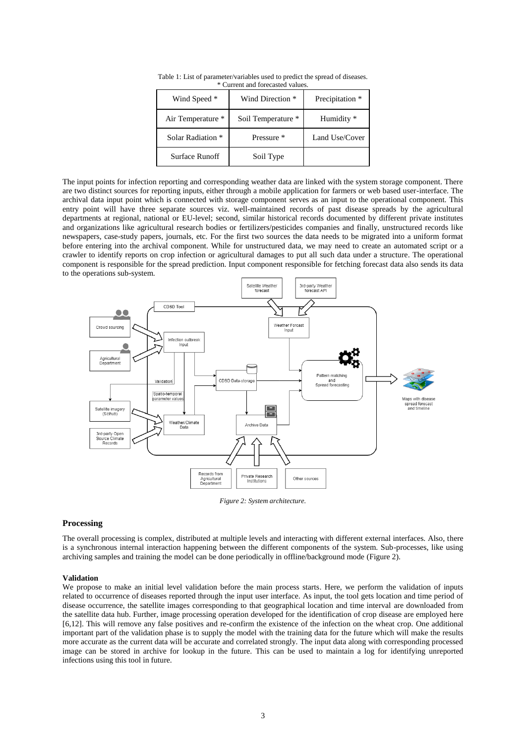Table 1: List of parameter/variables used to predict the spread of diseases.
* Current and forecasted values.

| Wind Speed * | Wind Direction * | Precipitation * |
|---|---|---|
| Air Temperature * | Soil Temperature * | Humidity * |
| Solar Radiation * | Pressure * | Land Use/Cover |
| Surface Runoff | Soil Type | |

The input points for infection reporting and corresponding weather data are linked with the system storage component. There are two distinct sources for reporting inputs, either through a mobile application for farmers or web based user-interface. The archival data input point which is connected with storage component serves as an input to the operational component. This entry point will have three separate sources viz. well-maintained records of past disease spreads by the agricultural departments at regional, national or EU-level; second, similar historical records documented by different private institutes and organizations like agricultural research bodies or fertilizers/pesticides companies and finally, unstructured records like newspapers, case-study papers, journals, etc. For the first two sources the data needs to be migrated into a uniform format before entering into the archival component. While for unstructured data, we may need to create an automated script or a crawler to identify reports on crop infection or agricultural damages to put all such data under a structure. The operational component is responsible for the spread prediction. Input component responsible for fetching forecast data also sends its data to the operations sub-system.

*Figure 2: System architecture.*

## Processing

The overall processing is complex, distributed at multiple levels and interacting with different external interfaces. Also, there is a synchronous internal interaction happening between the different components of the system. Sub-processes, like using archiving samples and training the model can be done periodically in offline/background mode (Figure 2).

### Validation

We propose to make an initial level validation before the main process starts. Here, we perform the validation of inputs related to occurrence of diseases reported through the input user interface. As input, the tool gets location and time period of disease occurrence, the satellite images corresponding to that geographical location and time interval are downloaded from the satellite data hub. Further, image processing operation developed for the identification of crop disease are employed here [6,12]. This will remove any false positives and re-confirm the existence of the infection on the wheat crop. One additional important part of the validation phase is to supply the model with the training data for the future which will make the results more accurate as the current data will be accurate and correlated strongly. The input data along with corresponding processed image can be stored in archive for lookup in the future. This can be used to maintain a log for identifying unreported infections using this tool in future.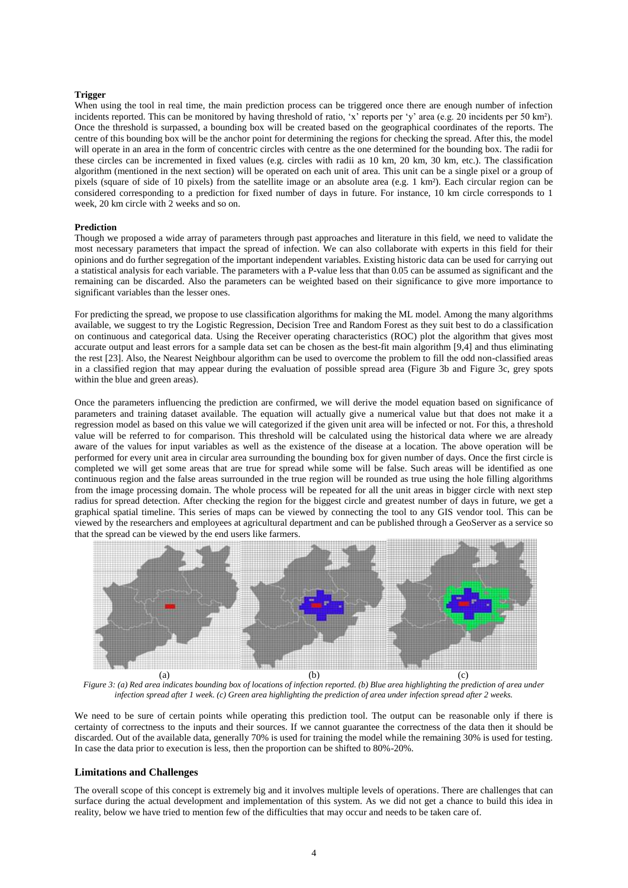**Trigger**

When using the tool in real time, the main prediction process can be triggered once there are enough number of infection incidents reported. This can be monitored by having threshold of ratio, 'x' reports per 'y' area (e.g. 20 incidents per 50 km²). Once the threshold is surpassed, a bounding box will be created based on the geographical coordinates of the reports. The centre of this bounding box will be the anchor point for determining the regions for checking the spread. After this, the model will operate in an area in the form of concentric circles with centre as the one determined for the bounding box. The radii for these circles can be incremented in fixed values (e.g. circles with radii as 10 km, 20 km, 30 km, etc.). The classification algorithm (mentioned in the next section) will be operated on each unit of area. This unit can be a single pixel or a group of pixels (square of side of 10 pixels) from the satellite image or an absolute area (e.g. 1 km²). Each circular region can be considered corresponding to a prediction for fixed number of days in future. For instance, 10 km circle corresponds to 1 week, 20 km circle with 2 weeks and so on.

**Prediction**

Though we proposed a wide array of parameters through past approaches and literature in this field, we need to validate the most necessary parameters that impact the spread of infection. We can also collaborate with experts in this field for their opinions and do further segregation of the important independent variables. Existing historic data can be used for carrying out a statistical analysis for each variable. The parameters with a P-value less that than 0.05 can be assumed as significant and the remaining can be discarded. Also the parameters can be weighted based on their significance to give more importance to significant variables than the lesser ones.

For predicting the spread, we propose to use classification algorithms for making the ML model. Among the many algorithms available, we suggest to try the Logistic Regression, Decision Tree and Random Forest as they suit best to do a classification on continuous and categorical data. Using the Receiver operating characteristics (ROC) plot the algorithm that gives most accurate output and least errors for a sample data set can be chosen as the best-fit main algorithm [9,4] and thus eliminating the rest [23]. Also, the Nearest Neighbour algorithm can be used to overcome the problem to fill the odd non-classified areas in a classified region that may appear during the evaluation of possible spread area (Figure 3b and Figure 3c, grey spots within the blue and green areas).

Once the parameters influencing the prediction are confirmed, we will derive the model equation based on significance of parameters and training dataset available. The equation will actually give a numerical value but that does not make it a regression model as based on this value we will categorized if the given unit area will be infected or not. For this, a threshold value will be referred to for comparison. This threshold will be calculated using the historical data where we are already aware of the values for input variables as well as the existence of the disease at a location. The above operation will be performed for every unit area in circular area surrounding the bounding box for given number of days. Once the first circle is completed we will get some areas that are true for spread while some will be false. Such areas will be identified as one continuous region and the false areas surrounded in the true region will be rounded as true using the hole filling algorithms from the image processing domain. The whole process will be repeated for all the unit areas in bigger circle with next step radius for spread detection. After checking the region for the biggest circle and greatest number of days in future, we get a graphical spatial timeline. This series of maps can be viewed by connecting the tool to any GIS vendor tool. This can be viewed by the researchers and employees at agricultural department and can be published through a GeoServer as a service so that the spread can be viewed by the end users like farmers.

(a) (b) (c)

*Figure 3: (a) Red area indicates bounding box of locations of infection reported. (b) Blue area highlighting the prediction of area under infection spread after 1 week. (c) Green area highlighting the prediction of area under infection spread after 2 weeks.*

We need to be sure of certain points while operating this prediction tool. The output can be reasonable only if there is certainty of correctness to the inputs and their sources. If we cannot guarantee the correctness of the data then it should be discarded. Out of the available data, generally 70% is used for training the model while the remaining 30% is used for testing. In case the data prior to execution is less, then the proportion can be shifted to 80%-20%.

## Limitations and Challenges

The overall scope of this concept is extremely big and it involves multiple levels of operations. There are challenges that can surface during the actual development and implementation of this system. As we did not get a chance to build this idea in reality, below we have tried to mention few of the difficulties that may occur and needs to be taken care of.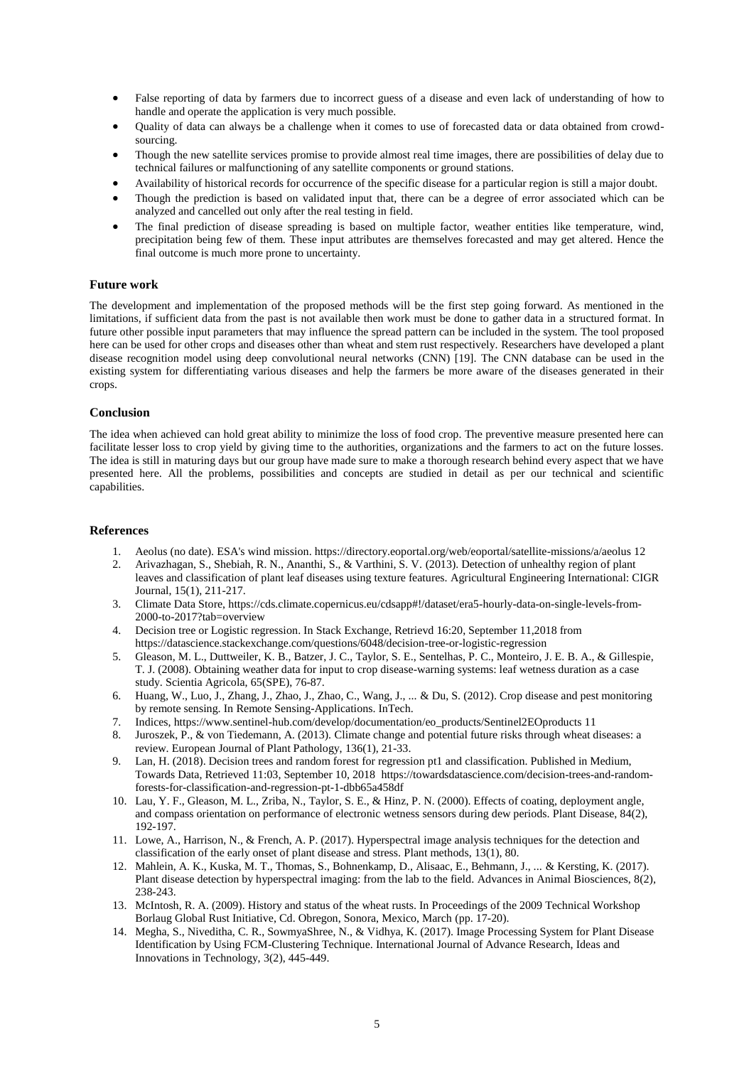- False reporting of data by farmers due to incorrect guess of a disease and even lack of understanding of how to handle and operate the application is very much possible.
- Quality of data can always be a challenge when it comes to use of forecasted data or data obtained from crowd-sourcing.
- Though the new satellite services promise to provide almost real time images, there are possibilities of delay due to technical failures or malfunctioning of any satellite components or ground stations.
- Availability of historical records for occurrence of the specific disease for a particular region is still a major doubt.
- Though the prediction is based on validated input that, there can be a degree of error associated which can be analyzed and cancelled out only after the real testing in field.
- The final prediction of disease spreading is based on multiple factor, weather entities like temperature, wind, precipitation being few of them. These input attributes are themselves forecasted and may get altered. Hence the final outcome is much more prone to uncertainty.

### Future work

The development and implementation of the proposed methods will be the first step going forward. As mentioned in the limitations, if sufficient data from the past is not available then work must be done to gather data in a structured format. In future other possible input parameters that may influence the spread pattern can be included in the system. The tool proposed here can be used for other crops and diseases other than wheat and stem rust respectively. Researchers have developed a plant disease recognition model using deep convolutional neural networks (CNN) [19]. The CNN database can be used in the existing system for differentiating various diseases and help the farmers be more aware of the diseases generated in their crops.

### Conclusion

The idea when achieved can hold great ability to minimize the loss of food crop. The preventive measure presented here can facilitate lesser loss to crop yield by giving time to the authorities, organizations and the farmers to act on the future losses. The idea is still in maturing days but our group have made sure to make a thorough research behind every aspect that we have presented here. All the problems, possibilities and concepts are studied in detail as per our technical and scientific capabilities.

### References

1. Aeolus (no date). ESA's wind mission. https://directory.eoportal.org/web/eoportal/satellite-missions/a/aeolus 12
2. Arivazhagan, S., Shebiah, R. N., Ananthi, S., & Varthini, S. V. (2013). Detection of unhealthy region of plant leaves and classification of plant leaf diseases using texture features. Agricultural Engineering International: CIGR Journal, 15(1), 211-217.
3. Climate Data Store, https://cds.climate.copernicus.eu/cdsapp#!/dataset/era5-hourly-data-on-single-levels-from-2000-to-2017?tab=overview
4. Decision tree or Logistic regression. In Stack Exchange, Retrievd 16:20, September 11,2018 from https://datascience.stackexchange.com/questions/6048/decision-tree-or-logistic-regression
5. Gleason, M. L., Duttweiler, K. B., Batzer, J. C., Taylor, S. E., Sentelhas, P. C., Monteiro, J. E. B. A., & Gillespie, T. J. (2008). Obtaining weather data for input to crop disease-warning systems: leaf wetness duration as a case study. Scientia Agricola, 65(SPE), 76-87.
6. Huang, W., Luo, J., Zhang, J., Zhao, J., Zhao, C., Wang, J., ... & Du, S. (2012). Crop disease and pest monitoring by remote sensing. In Remote Sensing-Applications. InTech.
7. Indices, https://www.sentinel-hub.com/develop/documentation/eo_products/Sentinel2EOproducts 11
8. Juroszek, P., & von Tiedemann, A. (2013). Climate change and potential future risks through wheat diseases: a review. European Journal of Plant Pathology, 136(1), 21-33.
9. Lan, H. (2018). Decision trees and random forest for regression pt1 and classification. Published in Medium, Towards Data, Retrieved 11:03, September 10, 2018 https://towardsdatascience.com/decision-trees-and-random-forests-for-classification-and-regression-pt-1-dbb65a458df
10. Lau, Y. F., Gleason, M. L., Zriba, N., Taylor, S. E., & Hinz, P. N. (2000). Effects of coating, deployment angle, and compass orientation on performance of electronic wetness sensors during dew periods. Plant Disease, 84(2), 192-197.
11. Lowe, A., Harrison, N., & French, A. P. (2017). Hyperspectral image analysis techniques for the detection and classification of the early onset of plant disease and stress. Plant methods, 13(1), 80.
12. Mahlein, A. K., Kuska, M. T., Thomas, S., Bohnenkamp, D., Alisaac, E., Behmann, J., ... & Kersting, K. (2017). Plant disease detection by hyperspectral imaging: from the lab to the field. Advances in Animal Biosciences, 8(2), 238-243.
13. McIntosh, R. A. (2009). History and status of the wheat rusts. In Proceedings of the 2009 Technical Workshop Borlaug Global Rust Initiative, Cd. Obregon, Sonora, Mexico, March (pp. 17-20).
14. Megha, S., Niveditha, C. R., SowmyaShree, N., & Vidhya, K. (2017). Image Processing System for Plant Disease Identification by Using FCM-Clustering Technique. International Journal of Advance Research, Ideas and Innovations in Technology, 3(2), 445-449.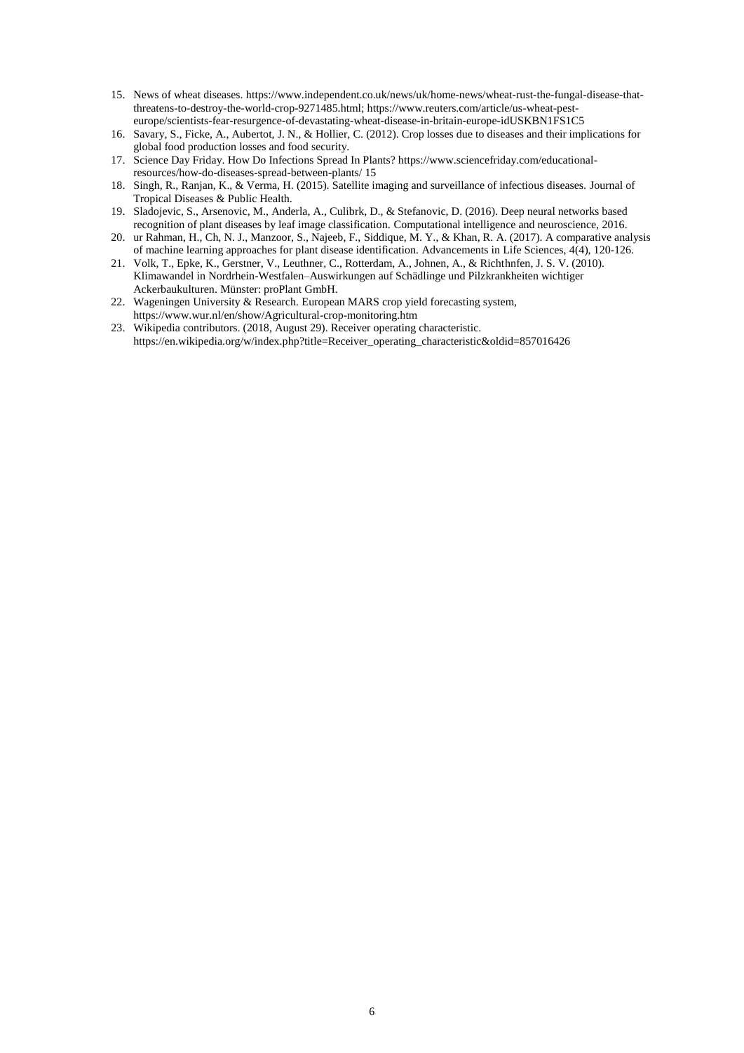15. News of wheat diseases. https://www.independent.co.uk/news/uk/home-news/wheat-rust-the-fungal-disease-that-threatens-to-destroy-the-world-crop-9271485.html; https://www.reuters.com/article/us-wheat-pest-europe/scientists-fear-resurgence-of-devastating-wheat-disease-in-britain-europe-idUSKBN1FS1C5
16. Savary, S., Ficke, A., Aubertot, J. N., & Hollier, C. (2012). Crop losses due to diseases and their implications for global food production losses and food security.
17. Science Day Friday. How Do Infections Spread In Plants? https://www.sciencefriday.com/educational-resources/how-do-diseases-spread-between-plants/ 15
18. Singh, R., Ranjan, K., & Verma, H. (2015). Satellite imaging and surveillance of infectious diseases. Journal of Tropical Diseases & Public Health.
19. Sladojevic, S., Arsenovic, M., Anderla, A., Culibrk, D., & Stefanovic, D. (2016). Deep neural networks based recognition of plant diseases by leaf image classification. Computational intelligence and neuroscience, 2016.
20. ur Rahman, H., Ch, N. J., Manzoor, S., Najeeb, F., Siddique, M. Y., & Khan, R. A. (2017). A comparative analysis of machine learning approaches for plant disease identification. Advancements in Life Sciences, 4(4), 120-126.
21. Volk, T., Epke, K., Gerstner, V., Leuthner, C., Rotterdam, A., Johnen, A., & Richthnfen, J. S. V. (2010). Klimawandel in Nordrhein-Westfalen–Auswirkungen auf Schädlinge und Pilzkrankheiten wichtiger Ackerbaukulturen. Münster: proPlant GmbH.
22. Wageningen University & Research. European MARS crop yield forecasting system, https://www.wur.nl/en/show/Agricultural-crop-monitoring.htm
23. Wikipedia contributors. (2018, August 29). Receiver operating characteristic. https://en.wikipedia.org/w/index.php?title=Receiver_operating_characteristic&oldid=857016426